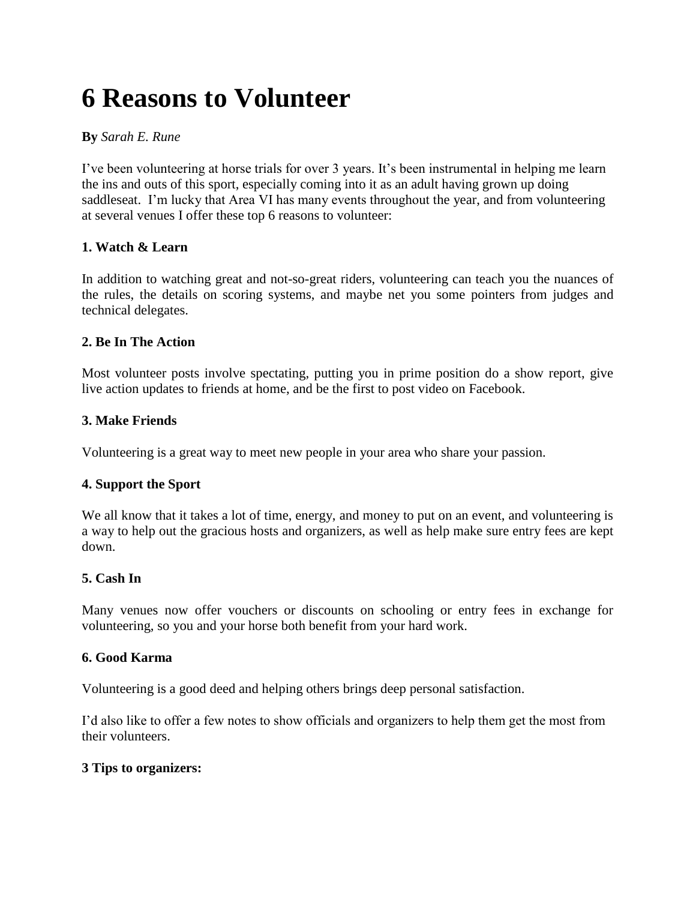# 6 Reasons to Volunteer

**By** *Sarah E. Rune*

I've been volunteering at horse trials for over 3 years. It's been instrumental in helping me learn the ins and outs of this sport, especially coming into it as an adult having grown up doing saddleseat. I'm lucky that Area VI has many events throughout the year, and from volunteering at several venues I offer these top 6 reasons to volunteer:

**1. Watch & Learn**

In addition to watching great and not-so-great riders, volunteering can teach you the nuances of the rules, the details on scoring systems, and maybe net you some pointers from judges and technical delegates.

**2. Be In The Action**

Most volunteer posts involve spectating, putting you in prime position do a show report, give live action updates to friends at home, and be the first to post video on Facebook.

**3. Make Friends**

Volunteering is a great way to meet new people in your area who share your passion.

**4. Support the Sport**

We all know that it takes a lot of time, energy, and money to put on an event, and volunteering is a way to help out the gracious hosts and organizers, as well as help make sure entry fees are kept down.

**5. Cash In**

Many venues now offer vouchers or discounts on schooling or entry fees in exchange for volunteering, so you and your horse both benefit from your hard work.

**6. Good Karma**

Volunteering is a good deed and helping others brings deep personal satisfaction.

I'd also like to offer a few notes to show officials and organizers to help them get the most from their volunteers.

**3 Tips to organizers:**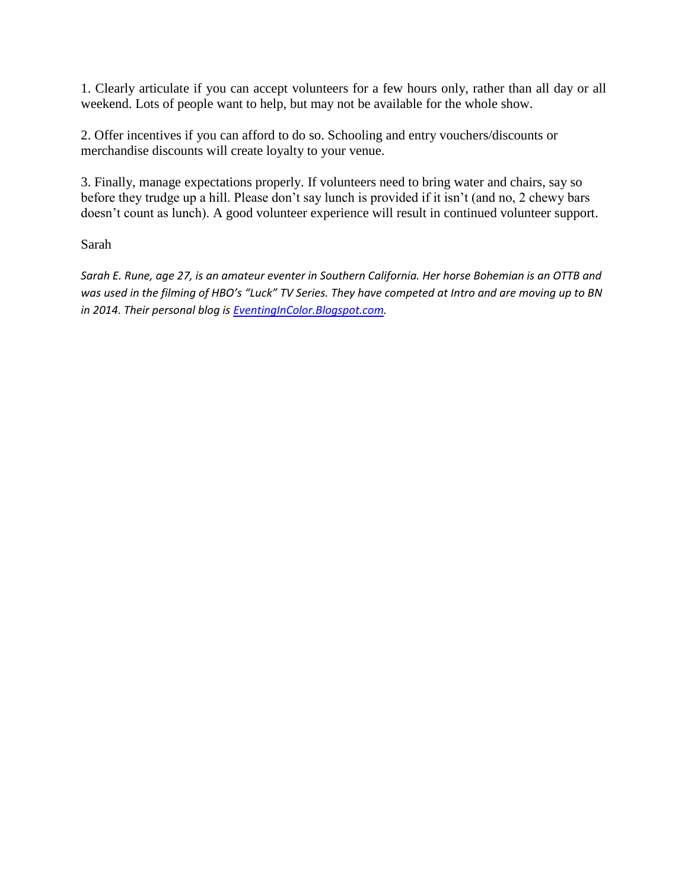1. Clearly articulate if you can accept volunteers for a few hours only, rather than all day or all weekend. Lots of people want to help, but may not be available for the whole show.

2. Offer incentives if you can afford to do so. Schooling and entry vouchers/discounts or merchandise discounts will create loyalty to your venue.

3. Finally, manage expectations properly. If volunteers need to bring water and chairs, say so before they trudge up a hill. Please don't say lunch is provided if it isn't (and no, 2 chewy bars doesn't count as lunch). A good volunteer experience will result in continued volunteer support.

Sarah

*Sarah E. Rune, age 27, is an amateur eventer in Southern California. Her horse Bohemian is an OTTB and was used in the filming of HBO's "Luck" TV Series. They have competed at Intro and are moving up to BN in 2014. Their personal blog is [EventingInColor.Blogspot.com](http://EventingInColor.Blogspot.com).*